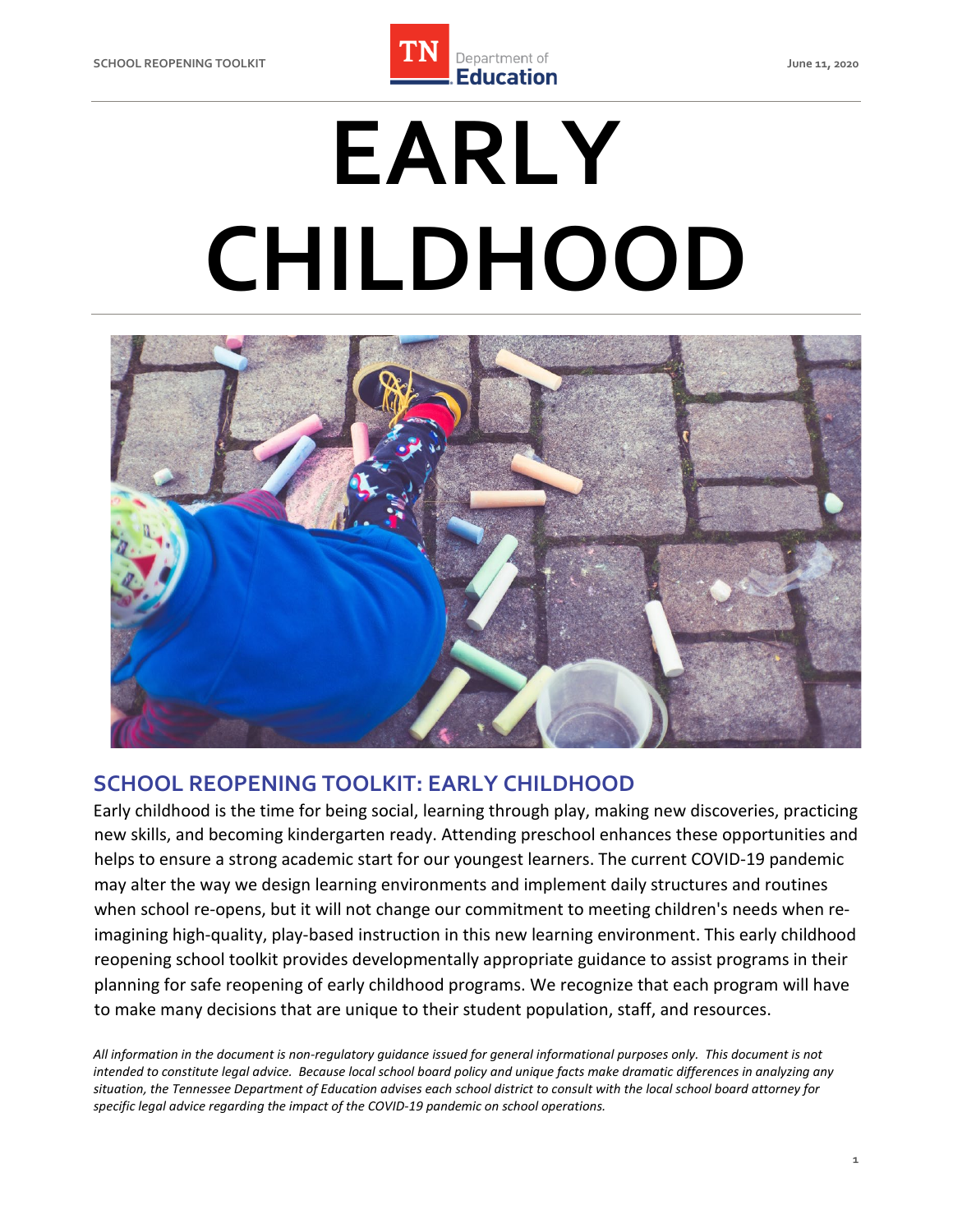# EARLY CHILDHOOD

## SCHOOL REOPENING TOOLKIT: EARLY CHILDHOOD

Early childhood is the time for being social, learning through play, making new discoveries, practicing new skills, and becoming kindergarten ready. Attending preschool enhances these opportunities and helps to ensure a strong academic start for our youngest learners. The current COVID-19 pandemic may alter the way we design learning environments and implement daily structures and routines when school re-opens, but it will not change our commitment to meeting children's needs when re-imagining high-quality, play-based instruction in this new learning environment. This early childhood reopening school toolkit provides developmentally appropriate guidance to assist programs in their planning for safe reopening of early childhood programs. We recognize that each program will have to make many decisions that are unique to their student population, staff, and resources.

*All information in the document is non-regulatory guidance issued for general informational purposes only. This document is not intended to constitute legal advice. Because local school board policy and unique facts make dramatic differences in analyzing any situation, the Tennessee Department of Education advises each school district to consult with the local school board attorney for specific legal advice regarding the impact of the COVID-19 pandemic on school operations.*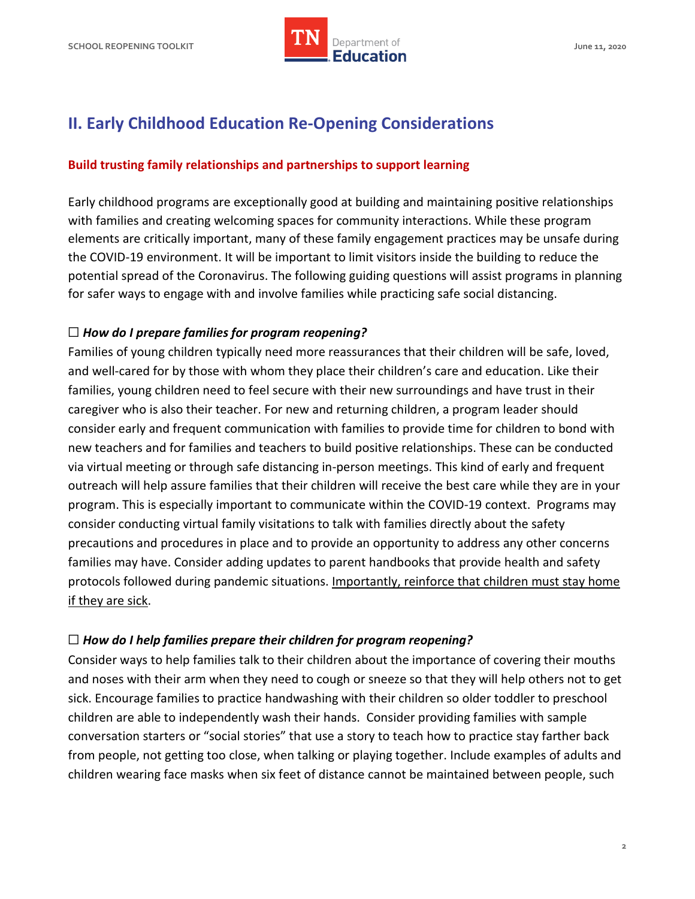## II. Early Childhood Education Re-Opening Considerations

**Build trusting family relationships and partnerships to support learning**

Early childhood programs are exceptionally good at building and maintaining positive relationships with families and creating welcoming spaces for community interactions. While these program elements are critically important, many of these family engagement practices may be unsafe during the COVID-19 environment. It will be important to limit visitors inside the building to reduce the potential spread of the Coronavirus. The following guiding questions will assist programs in planning for safer ways to engage with and involve families while practicing safe social distancing.

☐ ***How do I prepare families for program reopening?***

Families of young children typically need more reassurances that their children will be safe, loved, and well-cared for by those with whom they place their children's care and education. Like their families, young children need to feel secure with their new surroundings and have trust in their caregiver who is also their teacher. For new and returning children, a program leader should consider early and frequent communication with families to provide time for children to bond with new teachers and for families and teachers to build positive relationships. These can be conducted via virtual meeting or through safe distancing in-person meetings. This kind of early and frequent outreach will help assure families that their children will receive the best care while they are in your program. This is especially important to communicate within the COVID-19 context. Programs may consider conducting virtual family visitations to talk with families directly about the safety precautions and procedures in place and to provide an opportunity to address any other concerns families may have. Consider adding updates to parent handbooks that provide health and safety protocols followed during pandemic situations. <u>Importantly, reinforce that children must stay home if they are sick</u>.

☐ ***How do I help families prepare their children for program reopening?***

Consider ways to help families talk to their children about the importance of covering their mouths and noses with their arm when they need to cough or sneeze so that they will help others not to get sick. Encourage families to practice handwashing with their children so older toddler to preschool children are able to independently wash their hands. Consider providing families with sample conversation starters or "social stories" that use a story to teach how to practice stay farther back from people, not getting too close, when talking or playing together. Include examples of adults and children wearing face masks when six feet of distance cannot be maintained between people, such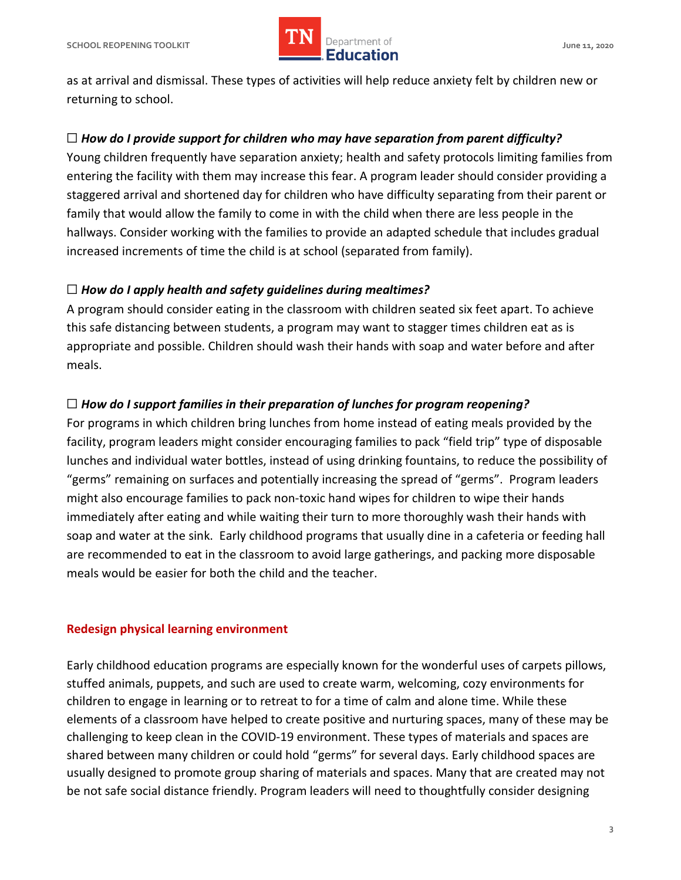as at arrival and dismissal. These types of activities will help reduce anxiety felt by children new or returning to school.

☐ ***How do I provide support for children who may have separation from parent difficulty?***

Young children frequently have separation anxiety; health and safety protocols limiting families from entering the facility with them may increase this fear. A program leader should consider providing a staggered arrival and shortened day for children who have difficulty separating from their parent or family that would allow the family to come in with the child when there are less people in the hallways. Consider working with the families to provide an adapted schedule that includes gradual increased increments of time the child is at school (separated from family).

☐ ***How do I apply health and safety guidelines during mealtimes?***

A program should consider eating in the classroom with children seated six feet apart. To achieve this safe distancing between students, a program may want to stagger times children eat as is appropriate and possible. Children should wash their hands with soap and water before and after meals.

☐ ***How do I support families in their preparation of lunches for program reopening?***

For programs in which children bring lunches from home instead of eating meals provided by the facility, program leaders might consider encouraging families to pack "field trip" type of disposable lunches and individual water bottles, instead of using drinking fountains, to reduce the possibility of "germs" remaining on surfaces and potentially increasing the spread of "germs". Program leaders might also encourage families to pack non-toxic hand wipes for children to wipe their hands immediately after eating and while waiting their turn to more thoroughly wash their hands with soap and water at the sink. Early childhood programs that usually dine in a cafeteria or feeding hall are recommended to eat in the classroom to avoid large gatherings, and packing more disposable meals would be easier for both the child and the teacher.

## Redesign physical learning environment

Early childhood education programs are especially known for the wonderful uses of carpets pillows, stuffed animals, puppets, and such are used to create warm, welcoming, cozy environments for children to engage in learning or to retreat to for a time of calm and alone time. While these elements of a classroom have helped to create positive and nurturing spaces, many of these may be challenging to keep clean in the COVID-19 environment. These types of materials and spaces are shared between many children or could hold "germs" for several days. Early childhood spaces are usually designed to promote group sharing of materials and spaces. Many that are created may not be not safe social distance friendly. Program leaders will need to thoughtfully consider designing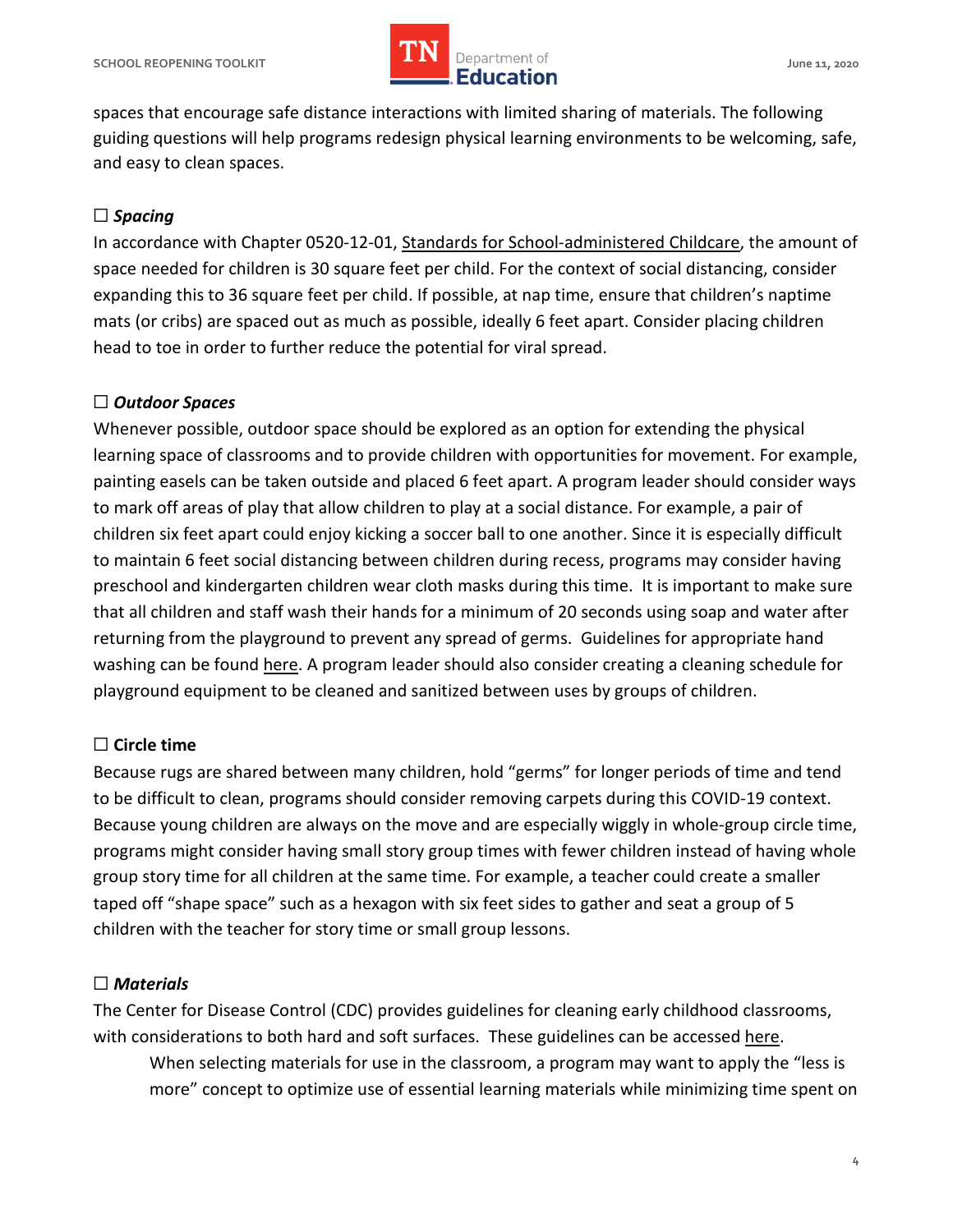spaces that encourage safe distance interactions with limited sharing of materials. The following guiding questions will help programs redesign physical learning environments to be welcoming, safe, and easy to clean spaces.

☐ ***Spacing***

In accordance with Chapter 0520-12-01, Standards for School-administered Childcare, the amount of space needed for children is 30 square feet per child. For the context of social distancing, consider expanding this to 36 square feet per child. If possible, at nap time, ensure that children's naptime mats (or cribs) are spaced out as much as possible, ideally 6 feet apart. Consider placing children head to toe in order to further reduce the potential for viral spread.

☐ ***Outdoor Spaces***

Whenever possible, outdoor space should be explored as an option for extending the physical learning space of classrooms and to provide children with opportunities for movement. For example, painting easels can be taken outside and placed 6 feet apart. A program leader should consider ways to mark off areas of play that allow children to play at a social distance. For example, a pair of children six feet apart could enjoy kicking a soccer ball to one another. Since it is especially difficult to maintain 6 feet social distancing between children during recess, programs may consider having preschool and kindergarten children wear cloth masks during this time. It is important to make sure that all children and staff wash their hands for a minimum of 20 seconds using soap and water after returning from the playground to prevent any spread of germs. Guidelines for appropriate hand washing can be found here. A program leader should also consider creating a cleaning schedule for playground equipment to be cleaned and sanitized between uses by groups of children.

☐ **Circle time**

Because rugs are shared between many children, hold "germs" for longer periods of time and tend to be difficult to clean, programs should consider removing carpets during this COVID-19 context. Because young children are always on the move and are especially wiggly in whole-group circle time, programs might consider having small story group times with fewer children instead of having whole group story time for all children at the same time. For example, a teacher could create a smaller taped off "shape space" such as a hexagon with six feet sides to gather and seat a group of 5 children with the teacher for story time or small group lessons.

☐ ***Materials***

The Center for Disease Control (CDC) provides guidelines for cleaning early childhood classrooms, with considerations to both hard and soft surfaces. These guidelines can be accessed here.

When selecting materials for use in the classroom, a program may want to apply the "less is more" concept to optimize use of essential learning materials while minimizing time spent on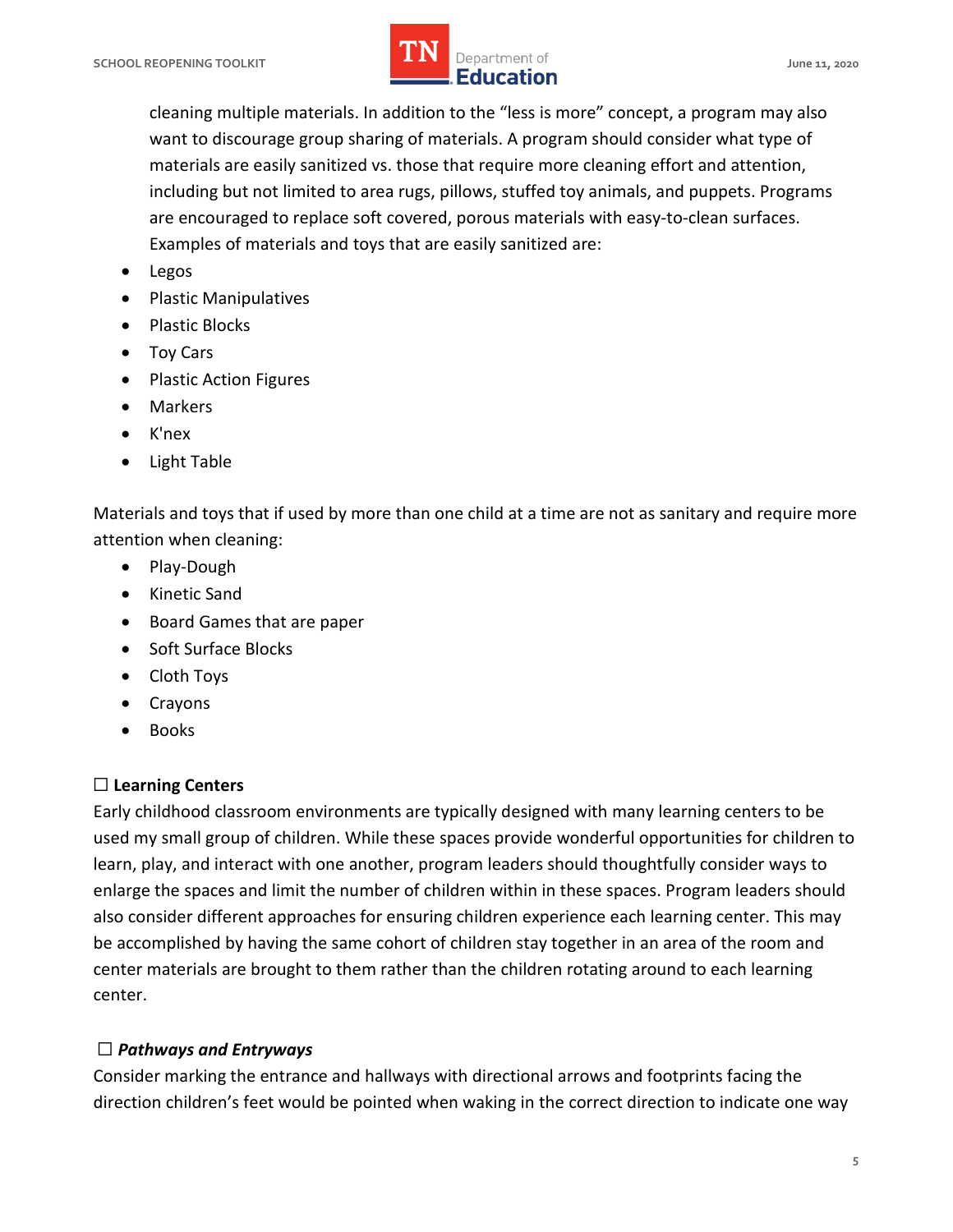cleaning multiple materials. In addition to the "less is more" concept, a program may also want to discourage group sharing of materials. A program should consider what type of materials are easily sanitized vs. those that require more cleaning effort and attention, including but not limited to area rugs, pillows, stuffed toy animals, and puppets. Programs are encouraged to replace soft covered, porous materials with easy-to-clean surfaces. Examples of materials and toys that are easily sanitized are:

- Legos
- Plastic Manipulatives
- Plastic Blocks
- Toy Cars
- Plastic Action Figures
- Markers
- K'nex
- Light Table

Materials and toys that if used by more than one child at a time are not as sanitary and require more attention when cleaning:

- Play-Dough
- Kinetic Sand
- Board Games that are paper
- Soft Surface Blocks
- Cloth Toys
- Crayons
- Books

☐ **Learning Centers**

Early childhood classroom environments are typically designed with many learning centers to be used my small group of children. While these spaces provide wonderful opportunities for children to learn, play, and interact with one another, program leaders should thoughtfully consider ways to enlarge the spaces and limit the number of children within in these spaces. Program leaders should also consider different approaches for ensuring children experience each learning center. This may be accomplished by having the same cohort of children stay together in an area of the room and center materials are brought to them rather than the children rotating around to each learning center.

☐ ***Pathways and Entryways***

Consider marking the entrance and hallways with directional arrows and footprints facing the direction children's feet would be pointed when waking in the correct direction to indicate one way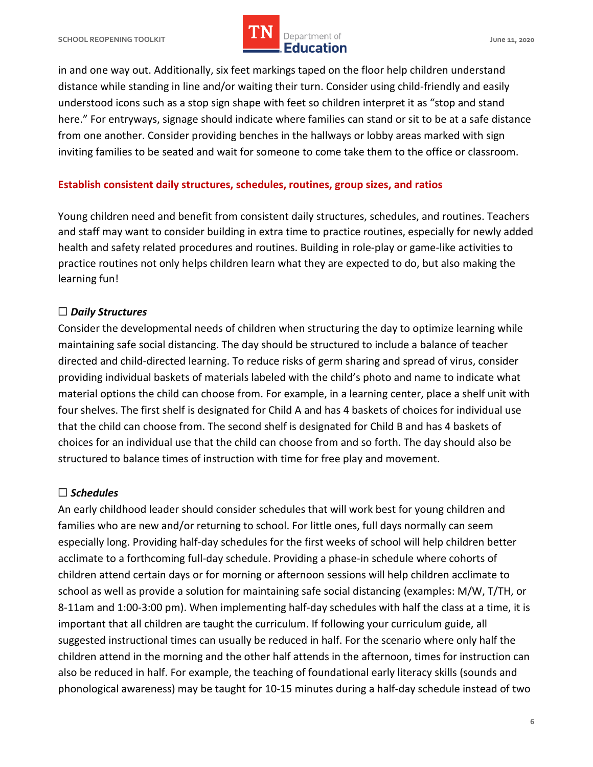in and one way out. Additionally, six feet markings taped on the floor help children understand distance while standing in line and/or waiting their turn. Consider using child-friendly and easily understood icons such as a stop sign shape with feet so children interpret it as "stop and stand here." For entryways, signage should indicate where families can stand or sit to be at a safe distance from one another. Consider providing benches in the hallways or lobby areas marked with sign inviting families to be seated and wait for someone to come take them to the office or classroom.

### Establish consistent daily structures, schedules, routines, group sizes, and ratios

Young children need and benefit from consistent daily structures, schedules, and routines. Teachers and staff may want to consider building in extra time to practice routines, especially for newly added health and safety related procedures and routines. Building in role-play or game-like activities to practice routines not only helps children learn what they are expected to do, but also making the learning fun!

☐ ***Daily Structures***
Consider the developmental needs of children when structuring the day to optimize learning while maintaining safe social distancing. The day should be structured to include a balance of teacher directed and child-directed learning. To reduce risks of germ sharing and spread of virus, consider providing individual baskets of materials labeled with the child's photo and name to indicate what material options the child can choose from. For example, in a learning center, place a shelf unit with four shelves. The first shelf is designated for Child A and has 4 baskets of choices for individual use that the child can choose from. The second shelf is designated for Child B and has 4 baskets of choices for an individual use that the child can choose from and so forth. The day should also be structured to balance times of instruction with time for free play and movement.

☐ ***Schedules***
An early childhood leader should consider schedules that will work best for young children and families who are new and/or returning to school. For little ones, full days normally can seem especially long. Providing half-day schedules for the first weeks of school will help children better acclimate to a forthcoming full-day schedule. Providing a phase-in schedule where cohorts of children attend certain days or for morning or afternoon sessions will help children acclimate to school as well as provide a solution for maintaining safe social distancing (examples: M/W, T/TH, or 8-11am and 1:00-3:00 pm). When implementing half-day schedules with half the class at a time, it is important that all children are taught the curriculum. If following your curriculum guide, all suggested instructional times can usually be reduced in half. For the scenario where only half the children attend in the morning and the other half attends in the afternoon, times for instruction can also be reduced in half. For example, the teaching of foundational early literacy skills (sounds and phonological awareness) may be taught for 10-15 minutes during a half-day schedule instead of two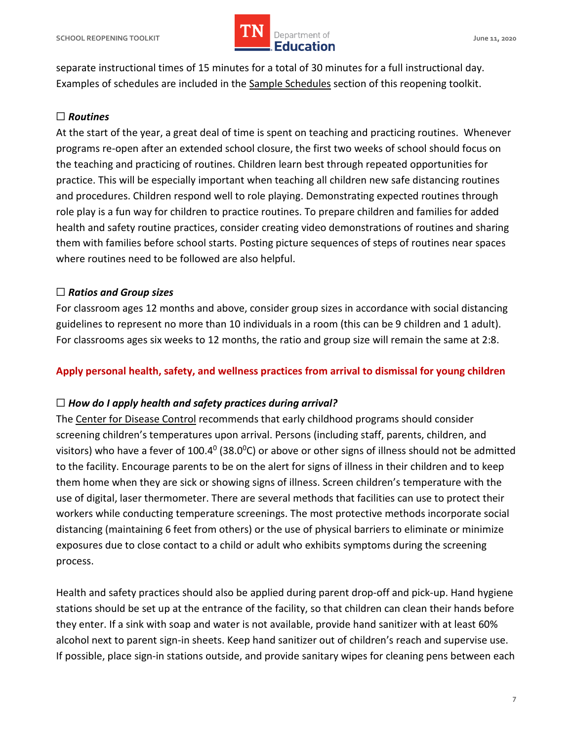separate instructional times of 15 minutes for a total of 30 minutes for a full instructional day. Examples of schedules are included in the Sample Schedules section of this reopening toolkit.

☐ ***Routines***

At the start of the year, a great deal of time is spent on teaching and practicing routines. Whenever programs re-open after an extended school closure, the first two weeks of school should focus on the teaching and practicing of routines. Children learn best through repeated opportunities for practice. This will be especially important when teaching all children new safe distancing routines and procedures. Children respond well to role playing. Demonstrating expected routines through role play is a fun way for children to practice routines. To prepare children and families for added health and safety routine practices, consider creating video demonstrations of routines and sharing them with families before school starts. Posting picture sequences of steps of routines near spaces where routines need to be followed are also helpful.

☐ ***Ratios and Group sizes***

For classroom ages 12 months and above, consider group sizes in accordance with social distancing guidelines to represent no more than 10 individuals in a room (this can be 9 children and 1 adult). For classrooms ages six weeks to 12 months, the ratio and group size will remain the same at 2:8.

## Apply personal health, safety, and wellness practices from arrival to dismissal for young children

☐ ***How do I apply health and safety practices during arrival?***

The Center for Disease Control recommends that early childhood programs should consider screening children's temperatures upon arrival. Persons (including staff, parents, children, and visitors) who have a fever of $100.4^0$ ($38.0^0$C) or above or other signs of illness should not be admitted to the facility. Encourage parents to be on the alert for signs of illness in their children and to keep them home when they are sick or showing signs of illness. Screen children's temperature with the use of digital, laser thermometer. There are several methods that facilities can use to protect their workers while conducting temperature screenings. The most protective methods incorporate social distancing (maintaining 6 feet from others) or the use of physical barriers to eliminate or minimize exposures due to close contact to a child or adult who exhibits symptoms during the screening process.

Health and safety practices should also be applied during parent drop-off and pick-up. Hand hygiene stations should be set up at the entrance of the facility, so that children can clean their hands before they enter. If a sink with soap and water is not available, provide hand sanitizer with at least 60% alcohol next to parent sign-in sheets. Keep hand sanitizer out of children's reach and supervise use. If possible, place sign-in stations outside, and provide sanitary wipes for cleaning pens between each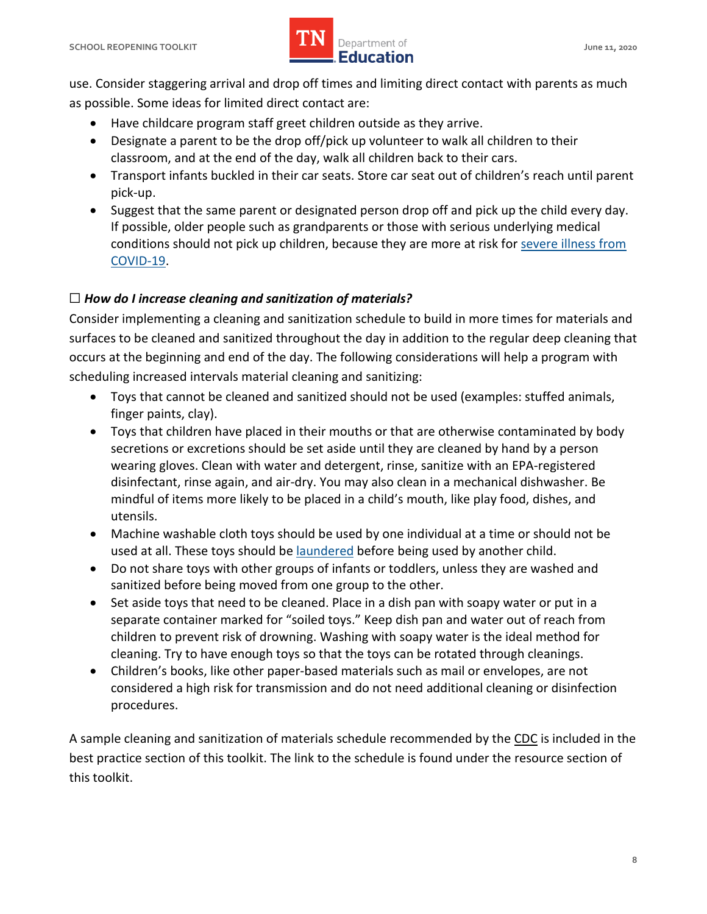use. Consider staggering arrival and drop off times and limiting direct contact with parents as much as possible. Some ideas for limited direct contact are:

- Have childcare program staff greet children outside as they arrive.
- Designate a parent to be the drop off/pick up volunteer to walk all children to their classroom, and at the end of the day, walk all children back to their cars.
- Transport infants buckled in their car seats. Store car seat out of children's reach until parent pick-up.
- Suggest that the same parent or designated person drop off and pick up the child every day. If possible, older people such as grandparents or those with serious underlying medical conditions should not pick up children, because they are more at risk for [severe illness from COVID-19](#).

### ☐ *How do I increase cleaning and sanitization of materials?*

Consider implementing a cleaning and sanitization schedule to build in more times for materials and surfaces to be cleaned and sanitized throughout the day in addition to the regular deep cleaning that occurs at the beginning and end of the day. The following considerations will help a program with scheduling increased intervals material cleaning and sanitizing:

- Toys that cannot be cleaned and sanitized should not be used (examples: stuffed animals, finger paints, clay).
- Toys that children have placed in their mouths or that are otherwise contaminated by body secretions or excretions should be set aside until they are cleaned by hand by a person wearing gloves. Clean with water and detergent, rinse, sanitize with an EPA-registered disinfectant, rinse again, and air-dry. You may also clean in a mechanical dishwasher. Be mindful of items more likely to be placed in a child's mouth, like play food, dishes, and utensils.
- Machine washable cloth toys should be used by one individual at a time or should not be used at all. These toys should be [laundered](#) before being used by another child.
- Do not share toys with other groups of infants or toddlers, unless they are washed and sanitized before being moved from one group to the other.
- Set aside toys that need to be cleaned. Place in a dish pan with soapy water or put in a separate container marked for "soiled toys." Keep dish pan and water out of reach from children to prevent risk of drowning. Washing with soapy water is the ideal method for cleaning. Try to have enough toys so that the toys can be rotated through cleanings.
- Children's books, like other paper-based materials such as mail or envelopes, are not considered a high risk for transmission and do not need additional cleaning or disinfection procedures.

A sample cleaning and sanitization of materials schedule recommended by the CDC is included in the best practice section of this toolkit. The link to the schedule is found under the resource section of this toolkit.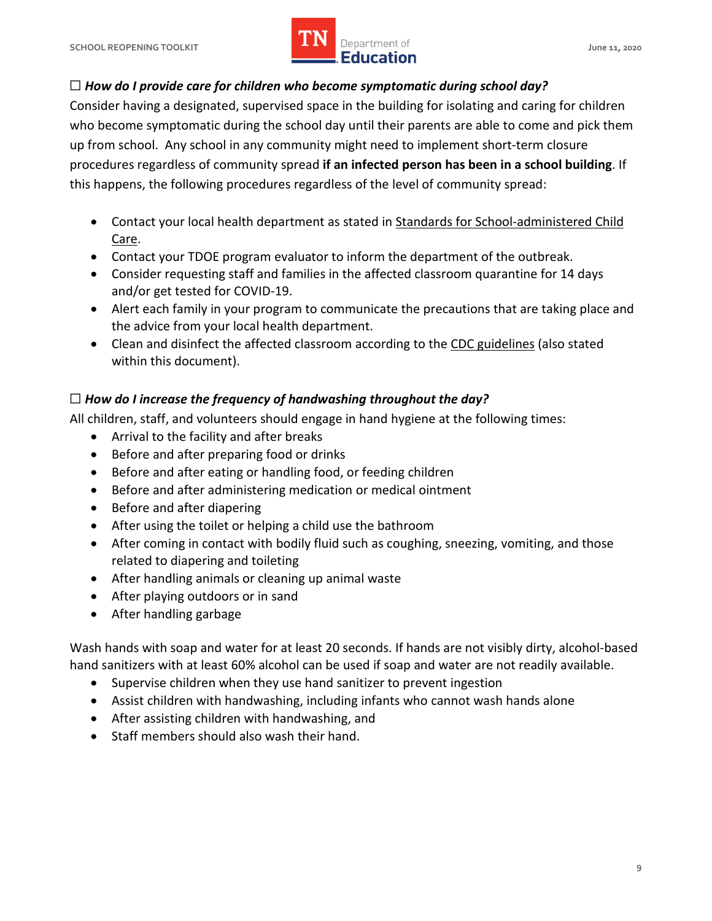☐ ***How do I provide care for children who become symptomatic during school day?***

Consider having a designated, supervised space in the building for isolating and caring for children who become symptomatic during the school day until their parents are able to come and pick them up from school. Any school in any community might need to implement short-term closure procedures regardless of community spread **if an infected person has been in a school building**. If this happens, the following procedures regardless of the level of community spread:

- Contact your local health department as stated in Standards for School-administered Child Care.
- Contact your TDOE program evaluator to inform the department of the outbreak.
- Consider requesting staff and families in the affected classroom quarantine for 14 days and/or get tested for COVID-19.
- Alert each family in your program to communicate the precautions that are taking place and the advice from your local health department.
- Clean and disinfect the affected classroom according to the CDC guidelines (also stated within this document).

☐ ***How do I increase the frequency of handwashing throughout the day?***

All children, staff, and volunteers should engage in hand hygiene at the following times:

- Arrival to the facility and after breaks
- Before and after preparing food or drinks
- Before and after eating or handling food, or feeding children
- Before and after administering medication or medical ointment
- Before and after diapering
- After using the toilet or helping a child use the bathroom
- After coming in contact with bodily fluid such as coughing, sneezing, vomiting, and those related to diapering and toileting
- After handling animals or cleaning up animal waste
- After playing outdoors or in sand
- After handling garbage

Wash hands with soap and water for at least 20 seconds. If hands are not visibly dirty, alcohol-based hand sanitizers with at least 60% alcohol can be used if soap and water are not readily available.

- Supervise children when they use hand sanitizer to prevent ingestion
- Assist children with handwashing, including infants who cannot wash hands alone
- After assisting children with handwashing, and
- Staff members should also wash their hand.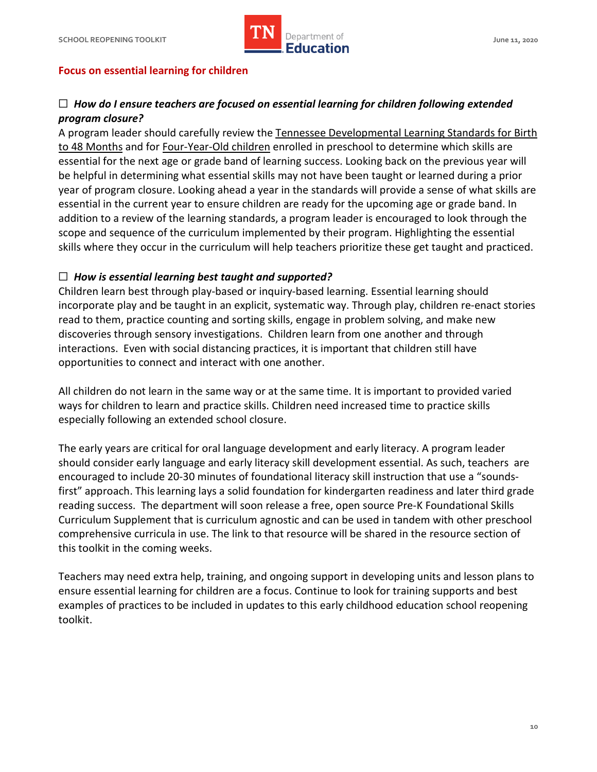## Focus on essential learning for children

☐ ***How do I ensure teachers are focused on essential learning for children following extended program closure?***

A program leader should carefully review the Tennessee Developmental Learning Standards for Birth to 48 Months and for Four-Year-Old children enrolled in preschool to determine which skills are essential for the next age or grade band of learning success. Looking back on the previous year will be helpful in determining what essential skills may not have been taught or learned during a prior year of program closure. Looking ahead a year in the standards will provide a sense of what skills are essential in the current year to ensure children are ready for the upcoming age or grade band. In addition to a review of the learning standards, a program leader is encouraged to look through the scope and sequence of the curriculum implemented by their program. Highlighting the essential skills where they occur in the curriculum will help teachers prioritize these get taught and practiced.

☐ ***How is essential learning best taught and supported?***

Children learn best through play-based or inquiry-based learning. Essential learning should incorporate play and be taught in an explicit, systematic way. Through play, children re-enact stories read to them, practice counting and sorting skills, engage in problem solving, and make new discoveries through sensory investigations. Children learn from one another and through interactions. Even with social distancing practices, it is important that children still have opportunities to connect and interact with one another.

All children do not learn in the same way or at the same time. It is important to provided varied ways for children to learn and practice skills. Children need increased time to practice skills especially following an extended school closure.

The early years are critical for oral language development and early literacy. A program leader should consider early language and early literacy skill development essential. As such, teachers are encouraged to include 20-30 minutes of foundational literacy skill instruction that use a "sounds-first" approach. This learning lays a solid foundation for kindergarten readiness and later third grade reading success. The department will soon release a free, open source Pre-K Foundational Skills Curriculum Supplement that is curriculum agnostic and can be used in tandem with other preschool comprehensive curricula in use. The link to that resource will be shared in the resource section of this toolkit in the coming weeks.

Teachers may need extra help, training, and ongoing support in developing units and lesson plans to ensure essential learning for children are a focus. Continue to look for training supports and best examples of practices to be included in updates to this early childhood education school reopening toolkit.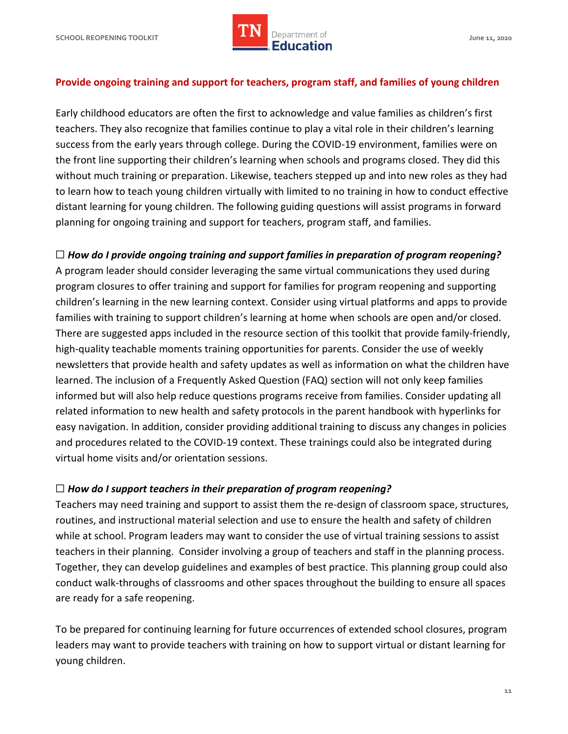## Provide ongoing training and support for teachers, program staff, and families of young children

Early childhood educators are often the first to acknowledge and value families as children's first teachers. They also recognize that families continue to play a vital role in their children's learning success from the early years through college. During the COVID-19 environment, families were on the front line supporting their children's learning when schools and programs closed. They did this without much training or preparation. Likewise, teachers stepped up and into new roles as they had to learn how to teach young children virtually with limited to no training in how to conduct effective distant learning for young children. The following guiding questions will assist programs in forward planning for ongoing training and support for teachers, program staff, and families.

☐ ***How do I provide ongoing training and support families in preparation of program reopening?***
A program leader should consider leveraging the same virtual communications they used during program closures to offer training and support for families for program reopening and supporting children's learning in the new learning context. Consider using virtual platforms and apps to provide families with training to support children's learning at home when schools are open and/or closed. There are suggested apps included in the resource section of this toolkit that provide family-friendly, high-quality teachable moments training opportunities for parents. Consider the use of weekly newsletters that provide health and safety updates as well as information on what the children have learned. The inclusion of a Frequently Asked Question (FAQ) section will not only keep families informed but will also help reduce questions programs receive from families. Consider updating all related information to new health and safety protocols in the parent handbook with hyperlinks for easy navigation. In addition, consider providing additional training to discuss any changes in policies and procedures related to the COVID-19 context. These trainings could also be integrated during virtual home visits and/or orientation sessions.

☐ ***How do I support teachers in their preparation of program reopening?***
Teachers may need training and support to assist them the re-design of classroom space, structures, routines, and instructional material selection and use to ensure the health and safety of children while at school. Program leaders may want to consider the use of virtual training sessions to assist teachers in their planning. Consider involving a group of teachers and staff in the planning process. Together, they can develop guidelines and examples of best practice. This planning group could also conduct walk-throughs of classrooms and other spaces throughout the building to ensure all spaces are ready for a safe reopening.

To be prepared for continuing learning for future occurrences of extended school closures, program leaders may want to provide teachers with training on how to support virtual or distant learning for young children.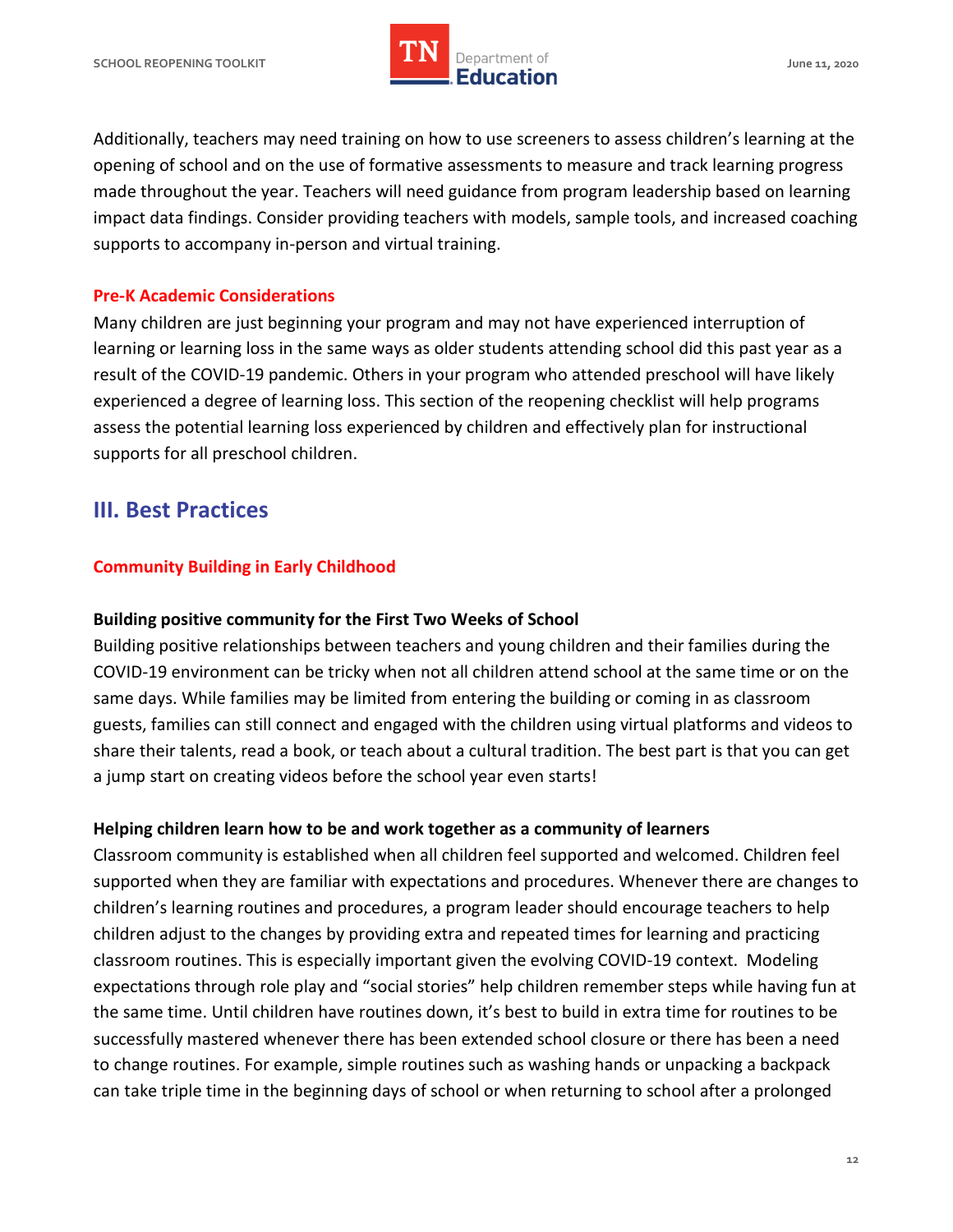Additionally, teachers may need training on how to use screeners to assess children's learning at the opening of school and on the use of formative assessments to measure and track learning progress made throughout the year. Teachers will need guidance from program leadership based on learning impact data findings. Consider providing teachers with models, sample tools, and increased coaching supports to accompany in-person and virtual training.

### Pre-K Academic Considerations

Many children are just beginning your program and may not have experienced interruption of learning or learning loss in the same ways as older students attending school did this past year as a result of the COVID-19 pandemic. Others in your program who attended preschool will have likely experienced a degree of learning loss. This section of the reopening checklist will help programs assess the potential learning loss experienced by children and effectively plan for instructional supports for all preschool children.

## III. Best Practices

### Community Building in Early Childhood

**Building positive community for the First Two Weeks of School**

Building positive relationships between teachers and young children and their families during the COVID-19 environment can be tricky when not all children attend school at the same time or on the same days. While families may be limited from entering the building or coming in as classroom guests, families can still connect and engaged with the children using virtual platforms and videos to share their talents, read a book, or teach about a cultural tradition. The best part is that you can get a jump start on creating videos before the school year even starts!

**Helping children learn how to be and work together as a community of learners**

Classroom community is established when all children feel supported and welcomed. Children feel supported when they are familiar with expectations and procedures. Whenever there are changes to children's learning routines and procedures, a program leader should encourage teachers to help children adjust to the changes by providing extra and repeated times for learning and practicing classroom routines. This is especially important given the evolving COVID-19 context. Modeling expectations through role play and "social stories" help children remember steps while having fun at the same time. Until children have routines down, it's best to build in extra time for routines to be successfully mastered whenever there has been extended school closure or there has been a need to change routines. For example, simple routines such as washing hands or unpacking a backpack can take triple time in the beginning days of school or when returning to school after a prolonged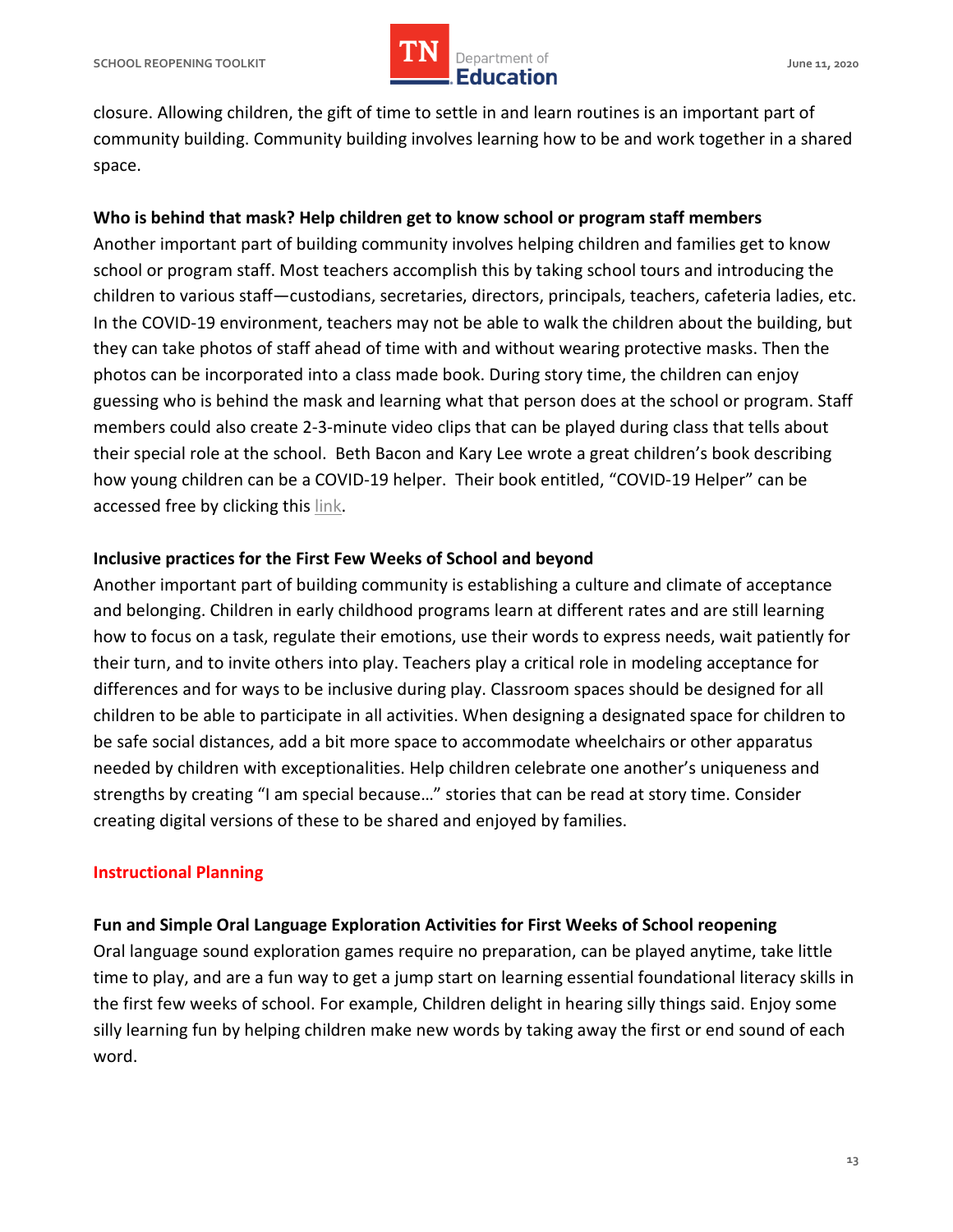closure. Allowing children, the gift of time to settle in and learn routines is an important part of community building. Community building involves learning how to be and work together in a shared space.

**Who is behind that mask? Help children get to know school or program staff members**

Another important part of building community involves helping children and families get to know school or program staff. Most teachers accomplish this by taking school tours and introducing the children to various staff—custodians, secretaries, directors, principals, teachers, cafeteria ladies, etc. In the COVID-19 environment, teachers may not be able to walk the children about the building, but they can take photos of staff ahead of time with and without wearing protective masks. Then the photos can be incorporated into a class made book. During story time, the children can enjoy guessing who is behind the mask and learning what that person does at the school or program. Staff members could also create 2-3-minute video clips that can be played during class that tells about their special role at the school. Beth Bacon and Kary Lee wrote a great children's book describing how young children can be a COVID-19 helper. Their book entitled, "COVID-19 Helper" can be accessed free by clicking this link.

**Inclusive practices for the First Few Weeks of School and beyond**

Another important part of building community is establishing a culture and climate of acceptance and belonging. Children in early childhood programs learn at different rates and are still learning how to focus on a task, regulate their emotions, use their words to express needs, wait patiently for their turn, and to invite others into play. Teachers play a critical role in modeling acceptance for differences and for ways to be inclusive during play. Classroom spaces should be designed for all children to be able to participate in all activities. When designing a designated space for children to be safe social distances, add a bit more space to accommodate wheelchairs or other apparatus needed by children with exceptionalities. Help children celebrate one another's uniqueness and strengths by creating "I am special because…" stories that can be read at story time. Consider creating digital versions of these to be shared and enjoyed by families.

## Instructional Planning

**Fun and Simple Oral Language Exploration Activities for First Weeks of School reopening**

Oral language sound exploration games require no preparation, can be played anytime, take little time to play, and are a fun way to get a jump start on learning essential foundational literacy skills in the first few weeks of school. For example, Children delight in hearing silly things said. Enjoy some silly learning fun by helping children make new words by taking away the first or end sound of each word.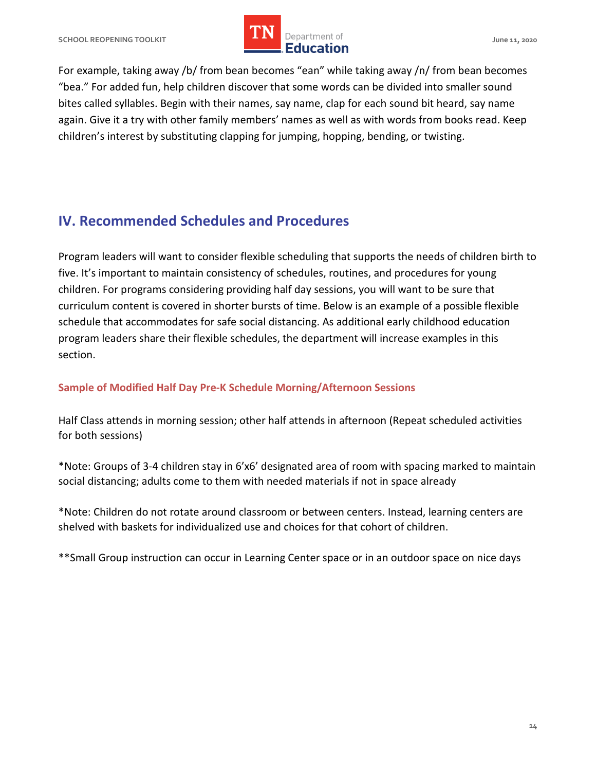For example, taking away /b/ from bean becomes "ean" while taking away /n/ from bean becomes "bea." For added fun, help children discover that some words can be divided into smaller sound bites called syllables. Begin with their names, say name, clap for each sound bit heard, say name again. Give it a try with other family members' names as well as with words from books read. Keep children's interest by substituting clapping for jumping, hopping, bending, or twisting.

## IV. Recommended Schedules and Procedures

Program leaders will want to consider flexible scheduling that supports the needs of children birth to five. It's important to maintain consistency of schedules, routines, and procedures for young children. For programs considering providing half day sessions, you will want to be sure that curriculum content is covered in shorter bursts of time. Below is an example of a possible flexible schedule that accommodates for safe social distancing. As additional early childhood education program leaders share their flexible schedules, the department will increase examples in this section.

### Sample of Modified Half Day Pre-K Schedule Morning/Afternoon Sessions

Half Class attends in morning session; other half attends in afternoon (Repeat scheduled activities for both sessions)

*Note: Groups of 3-4 children stay in 6'x6' designated area of room with spacing marked to maintain social distancing; adults come to them with needed materials if not in space already

*Note: Children do not rotate around classroom or between centers. Instead, learning centers are shelved with baskets for individualized use and choices for that cohort of children.

**Small Group instruction can occur in Learning Center space or in an outdoor space on nice days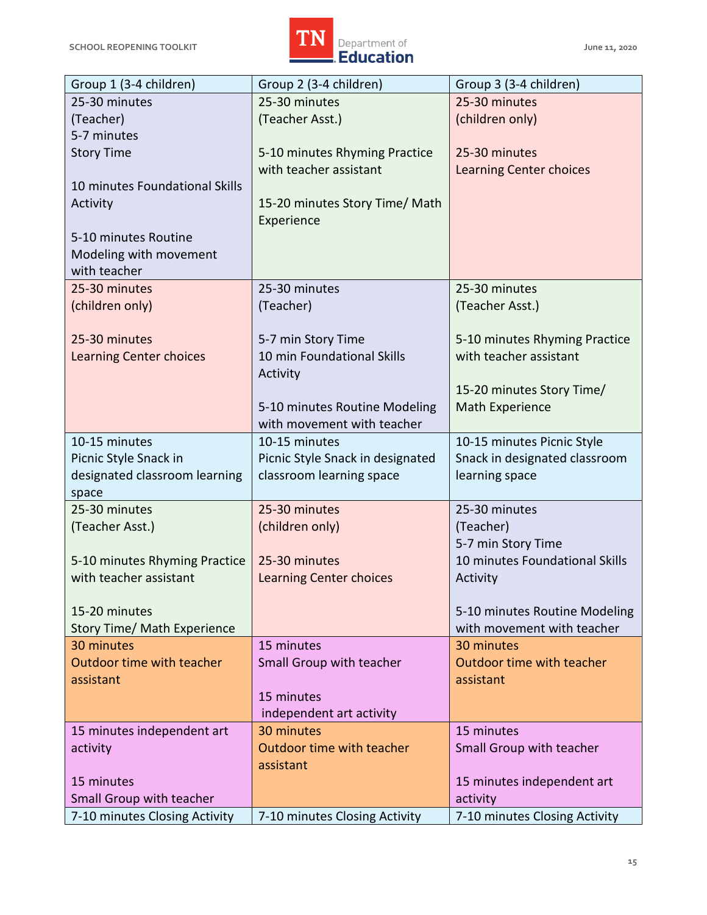| Group 1 (3-4 children) | Group 2 (3-4 children) | Group 3 (3-4 children) |
|---|---|---|
| 25-30 minutes (Teacher) 5-7 minutes Story Time<br><br>10 minutes Foundational Skills Activity<br><br>5-10 minutes Routine Modeling with movement with teacher | 25-30 minutes (Teacher Asst.)<br><br>5-10 minutes Rhyming Practice with teacher assistant<br><br>15-20 minutes Story Time/ Math Experience | 25-30 minutes (children only)<br><br>25-30 minutes Learning Center choices |
| 25-30 minutes (children only)<br><br>25-30 minutes Learning Center choices | 25-30 minutes (Teacher)<br><br>5-7 min Story Time<br>10 min Foundational Skills Activity<br><br>5-10 minutes Routine Modeling with movement with teacher | 25-30 minutes (Teacher Asst.)<br><br>5-10 minutes Rhyming Practice with teacher assistant<br><br>15-20 minutes Story Time/ Math Experience |
| 10-15 minutes Picnic Style Snack in designated classroom learning space | 10-15 minutes Picnic Style Snack in designated classroom learning space | 10-15 minutes Picnic Style Snack in designated classroom learning space |
| 25-30 minutes (Teacher Asst.)<br><br>5-10 minutes Rhyming Practice with teacher assistant<br><br>15-20 minutes Story Time/ Math Experience | 25-30 minutes (children only)<br><br>25-30 minutes Learning Center choices | 25-30 minutes (Teacher)<br>5-7 min Story Time<br>10 minutes Foundational Skills Activity<br><br>5-10 minutes Routine Modeling with movement with teacher |
| 30 minutes Outdoor time with teacher assistant | 15 minutes Small Group with teacher<br><br>15 minutes independent art activity | 30 minutes Outdoor time with teacher assistant |
| 15 minutes independent art activity<br><br>15 minutes Small Group with teacher | 30 minutes Outdoor time with teacher assistant | 15 minutes Small Group with teacher<br><br>15 minutes independent art activity |
| 7-10 minutes Closing Activity | 7-10 minutes Closing Activity | 7-10 minutes Closing Activity |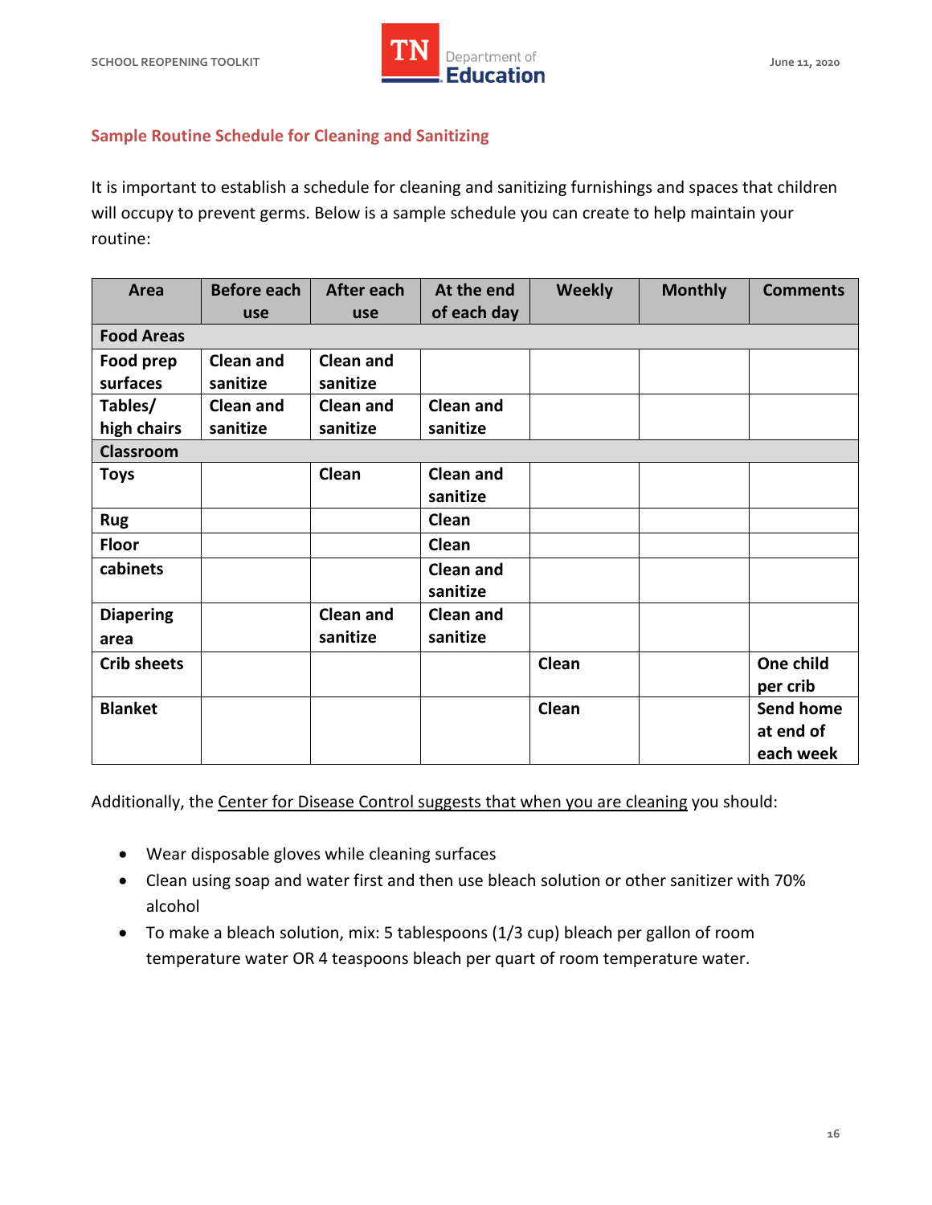## Sample Routine Schedule for Cleaning and Sanitizing

It is important to establish a schedule for cleaning and sanitizing furnishings and spaces that children will occupy to prevent germs. Below is a sample schedule you can create to help maintain your routine:

| Area | Before each use | After each use | At the end of each day | Weekly | Monthly | Comments |
|---|---|---|---|---|---|---|
| **Food Areas** | | | | | | |
| **Food prep surfaces** | **Clean and sanitize** | **Clean and sanitize** | | | | |
| **Tables/ high chairs** | **Clean and sanitize** | **Clean and sanitize** | **Clean and sanitize** | | | |
| **Classroom** | | | | | | |
| **Toys** | | **Clean** | **Clean and sanitize** | | | |
| **Rug** | | | **Clean** | | | |
| **Floor** | | | **Clean** | | | |
| **cabinets** | | | **Clean and sanitize** | | | |
| **Diapering area** | | **Clean and sanitize** | **Clean and sanitize** | | | |
| **Crib sheets** | | | | **Clean** | | **One child per crib** |
| **Blanket** | | | | **Clean** | | **Send home at end of each week** |

Additionally, the Center for Disease Control suggests that when you are cleaning you should:

- Wear disposable gloves while cleaning surfaces
- Clean using soap and water first and then use bleach solution or other sanitizer with 70% alcohol
- To make a bleach solution, mix: 5 tablespoons (1/3 cup) bleach per gallon of room temperature water OR 4 teaspoons bleach per quart of room temperature water.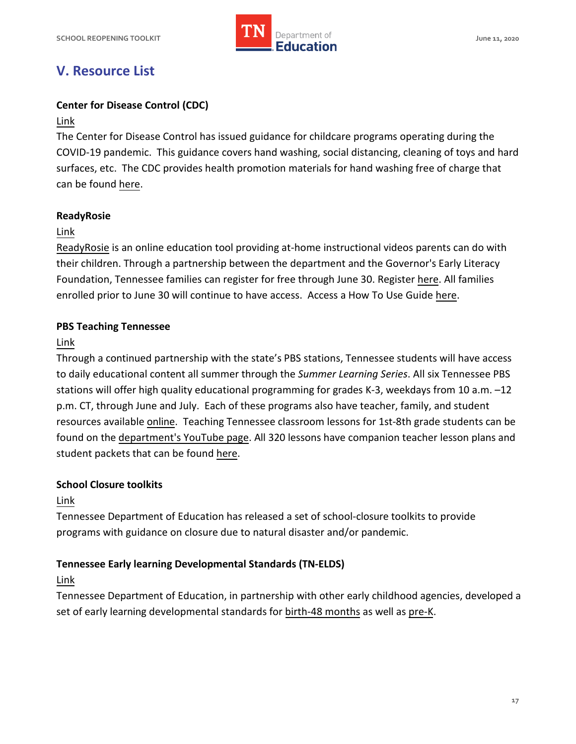## V. Resource List

**Center for Disease Control (CDC)**

Link

The Center for Disease Control has issued guidance for childcare programs operating during the COVID-19 pandemic. This guidance covers hand washing, social distancing, cleaning of toys and hard surfaces, etc. The CDC provides health promotion materials for hand washing free of charge that can be found here.

**ReadyRosie**

Link

ReadyRosie is an online education tool providing at-home instructional videos parents can do with their children. Through a partnership between the department and the Governor's Early Literacy Foundation, Tennessee families can register for free through June 30. Register here. All families enrolled prior to June 30 will continue to have access. Access a How To Use Guide here.

**PBS Teaching Tennessee**

Link

Through a continued partnership with the state's PBS stations, Tennessee students will have access to daily educational content all summer through the *Summer Learning Series*. All six Tennessee PBS stations will offer high quality educational programming for grades K-3, weekdays from 10 a.m. –12 p.m. CT, through June and July. Each of these programs also have teacher, family, and student resources available online. Teaching Tennessee classroom lessons for 1st-8th grade students can be found on the department's YouTube page. All 320 lessons have companion teacher lesson plans and student packets that can be found here.

**School Closure toolkits**

Link

Tennessee Department of Education has released a set of school-closure toolkits to provide programs with guidance on closure due to natural disaster and/or pandemic.

**Tennessee Early learning Developmental Standards (TN-ELDS)**

Link

Tennessee Department of Education, in partnership with other early childhood agencies, developed a set of early learning developmental standards for birth-48 months as well as pre-K.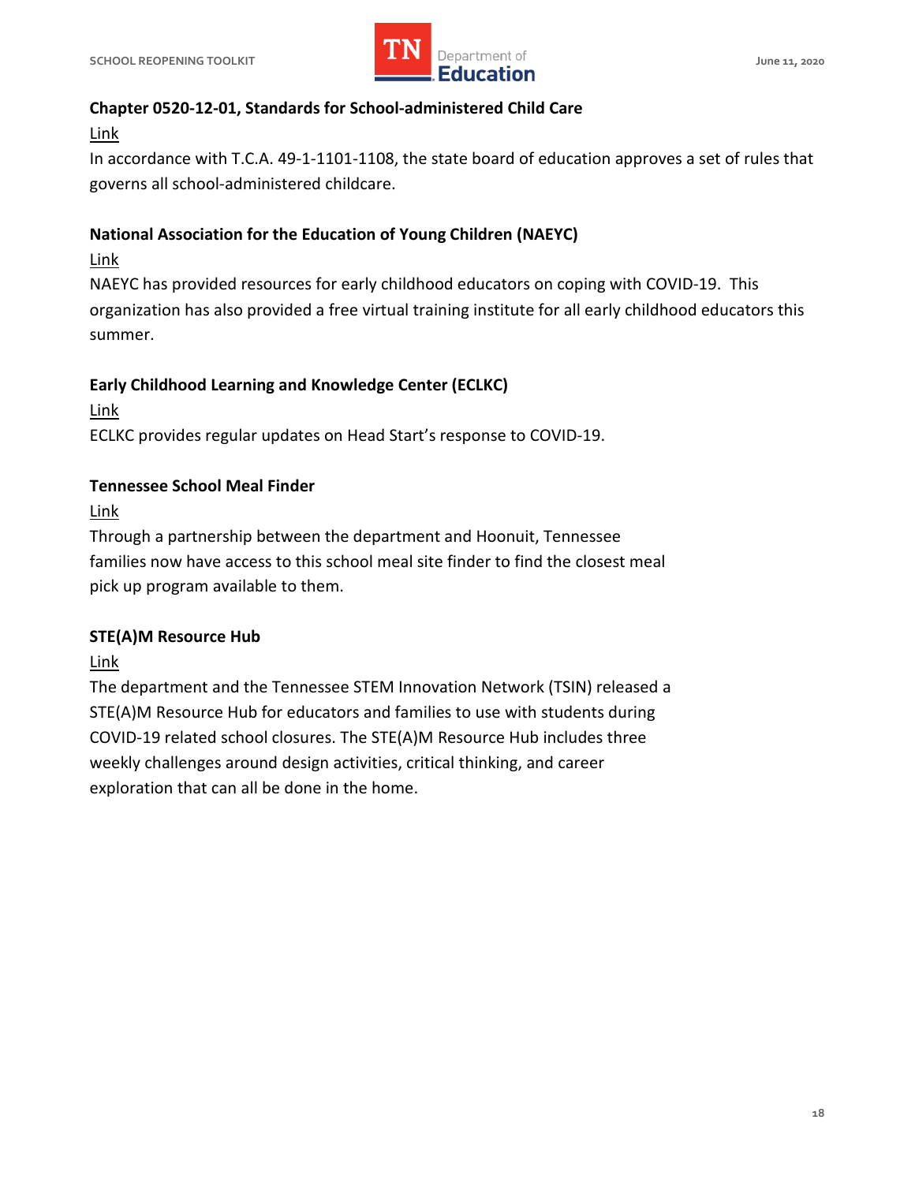**Chapter 0520-12-01, Standards for School-administered Child Care**

Link

In accordance with T.C.A. 49-1-1101-1108, the state board of education approves a set of rules that governs all school-administered childcare.

**National Association for the Education of Young Children (NAEYC)**

Link

NAEYC has provided resources for early childhood educators on coping with COVID-19. This organization has also provided a free virtual training institute for all early childhood educators this summer.

**Early Childhood Learning and Knowledge Center (ECLKC)**

Link

ECLKC provides regular updates on Head Start's response to COVID-19.

**Tennessee School Meal Finder**

Link

Through a partnership between the department and Hoonuit, Tennessee families now have access to this school meal site finder to find the closest meal pick up program available to them.

**STE(A)M Resource Hub**

Link

The department and the Tennessee STEM Innovation Network (TSIN) released a STE(A)M Resource Hub for educators and families to use with students during COVID-19 related school closures. The STE(A)M Resource Hub includes three weekly challenges around design activities, critical thinking, and career exploration that can all be done in the home.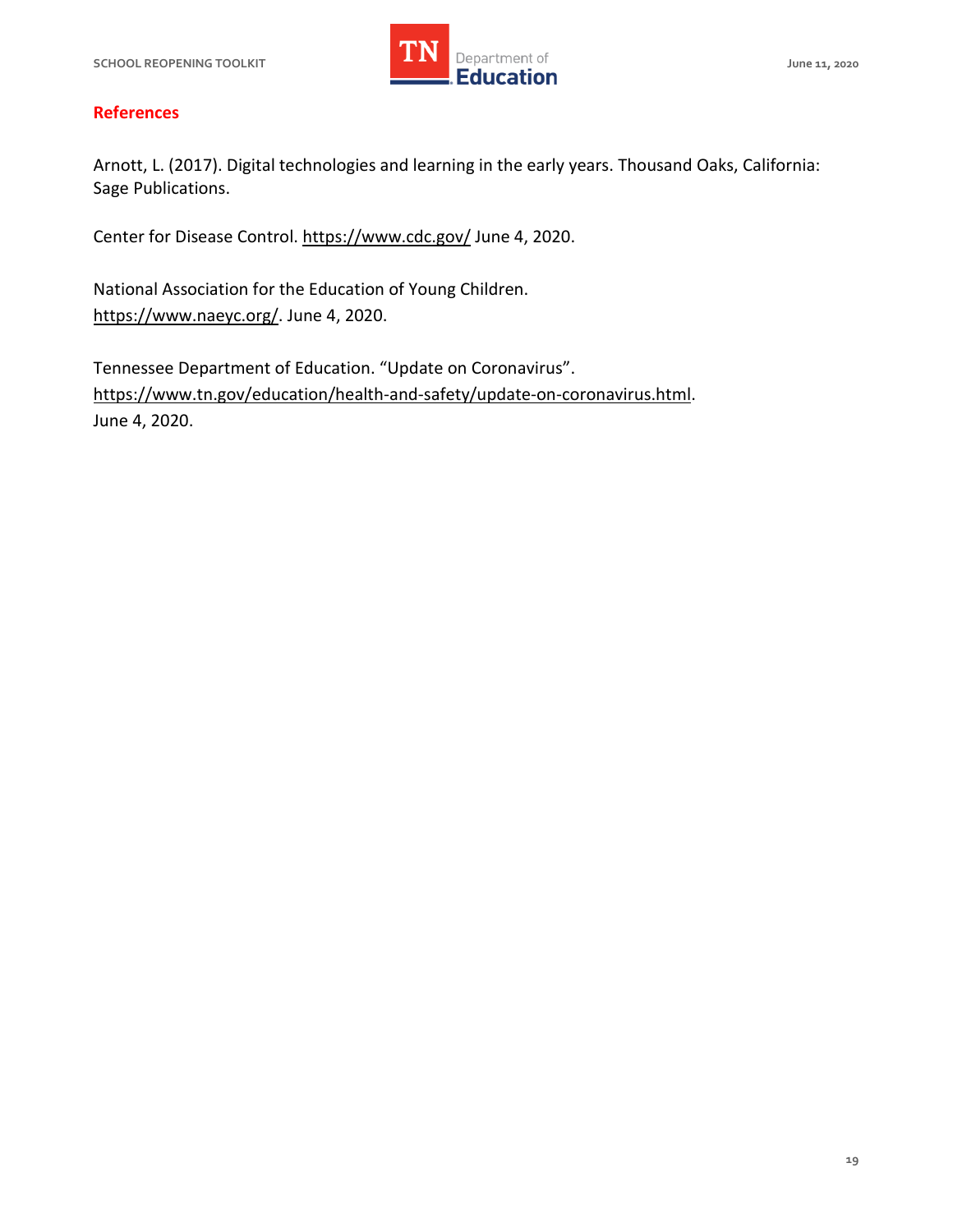## References

Arnott, L. (2017). Digital technologies and learning in the early years. Thousand Oaks, California: Sage Publications.

Center for Disease Control. https://www.cdc.gov/ June 4, 2020.

National Association for the Education of Young Children. https://www.naeyc.org/. June 4, 2020.

Tennessee Department of Education. "Update on Coronavirus". https://www.tn.gov/education/health-and-safety/update-on-coronavirus.html. June 4, 2020.